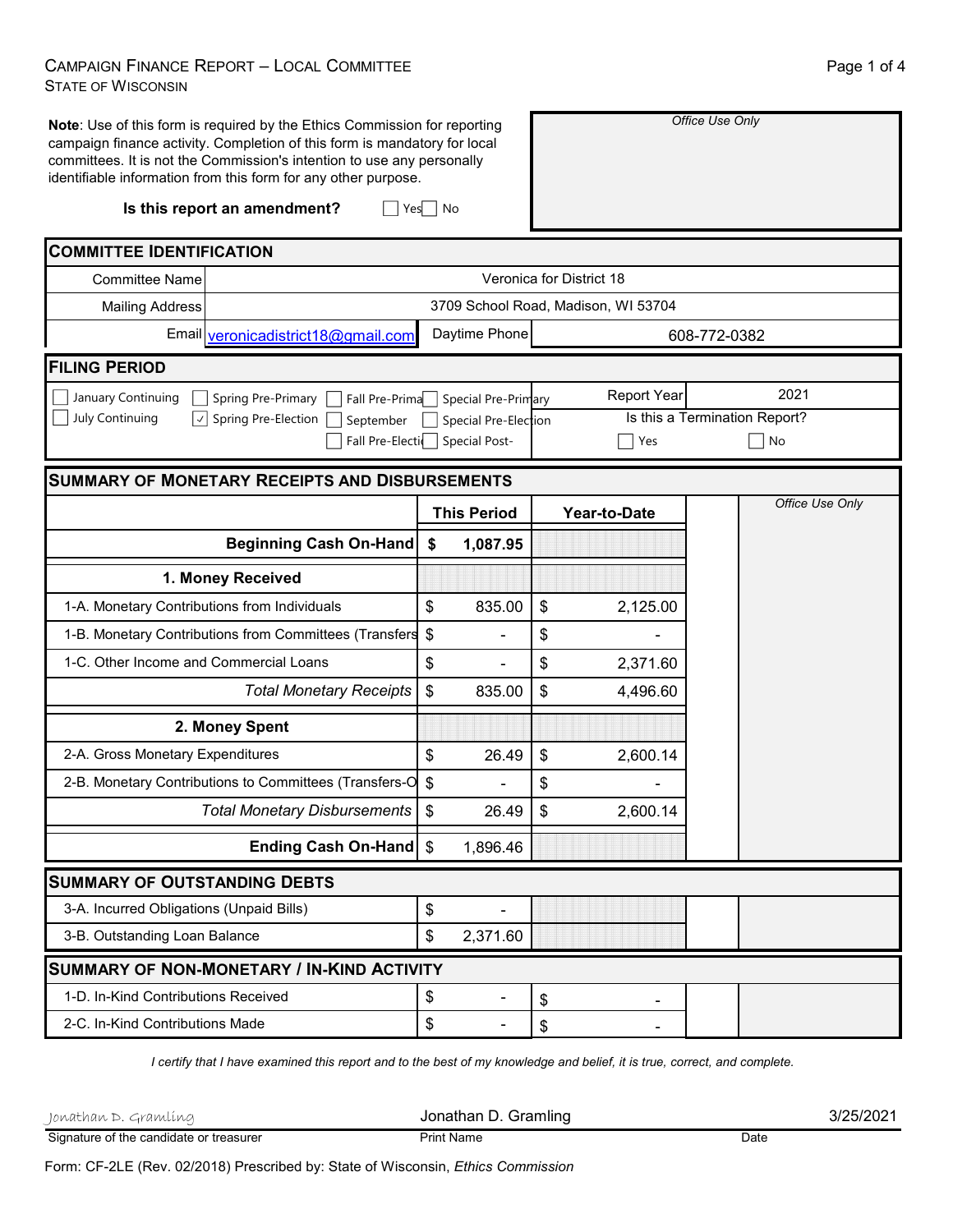# Campaign Finance Report – Local Committee
State of Wisconsin

**Note**: Use of this form is required by the Ethics Commission for reporting campaign finance activity. Completion of this form is mandatory for local committees. It is not the Commission's intention to use any personally identifiable information from this form for any other purpose.

**Is this report an amendment?** ☐ Yes ☐ No

*Office Use Only*

## COMMITTEE IDENTIFICATION

| | |
|---|---|
| Committee Name | Veronica for District 18 |
| Mailing Address | 3709 School Road, Madison, WI 53704 |
| Email | veronicadistrict18@gmail.com |
| Daytime Phone | 608-772-0382 |

## FILING PERIOD

☐ January Continuing ☐ July Continuing ☐ Spring Pre-Primary ☑ Spring Pre-Election ☐ Fall Pre-Primary ☐ September ☐ Fall Pre-Election ☐ Special Pre-Primary ☐ Special Pre-Election ☐ Special Post-

Report Year: 2021

Is this a Termination Report? ☐ Yes ☐ No

## SUMMARY OF MONETARY RECEIPTS AND DISBURSEMENTS

| | This Period | Year-to-Date |
|---|---|---|
| **Beginning Cash On-Hand** | $ 1,087.95 | |
| **1. Money Received** | | |
| 1-A. Monetary Contributions from Individuals | $ 835.00 | $ 2,125.00 |
| 1-B. Monetary Contributions from Committees (Transfers | $ - | $ - |
| 1-C. Other Income and Commercial Loans | $ - | $ 2,371.60 |
| *Total Monetary Receipts* | $ 835.00 | $ 4,496.60 |
| **2. Money Spent** | | |
| 2-A. Gross Monetary Expenditures | $ 26.49 | $ 2,600.14 |
| 2-B. Monetary Contributions to Committees (Transfers-O | $ - | $ - |
| *Total Monetary Disbursements* | $ 26.49 | $ 2,600.14 |
| **Ending Cash On-Hand** | $ 1,896.46 | |

*Office Use Only*

## SUMMARY OF OUTSTANDING DEBTS

| | |
|---|---|
| 3-A. Incurred Obligations (Unpaid Bills) | $ - |
| 3-B. Outstanding Loan Balance | $ 2,371.60 |

## SUMMARY OF NON-MONETARY / IN-KIND ACTIVITY

| | This Period | Year-to-Date |
|---|---|---|
| 1-D. In-Kind Contributions Received | $ - | $ - |
| 2-C. In-Kind Contributions Made | $ - | $ - |

*I certify that I have examined this report and to the best of my knowledge and belief, it is true, correct, and complete.*

| Jonathan D. Gramling | Jonathan D. Gramling | 3/25/2021 |
|---|---|---|
| Signature of the candidate or treasurer | Print Name | Date |

Form: CF-2LE (Rev. 02/2018) Prescribed by: State of Wisconsin, *Ethics Commission*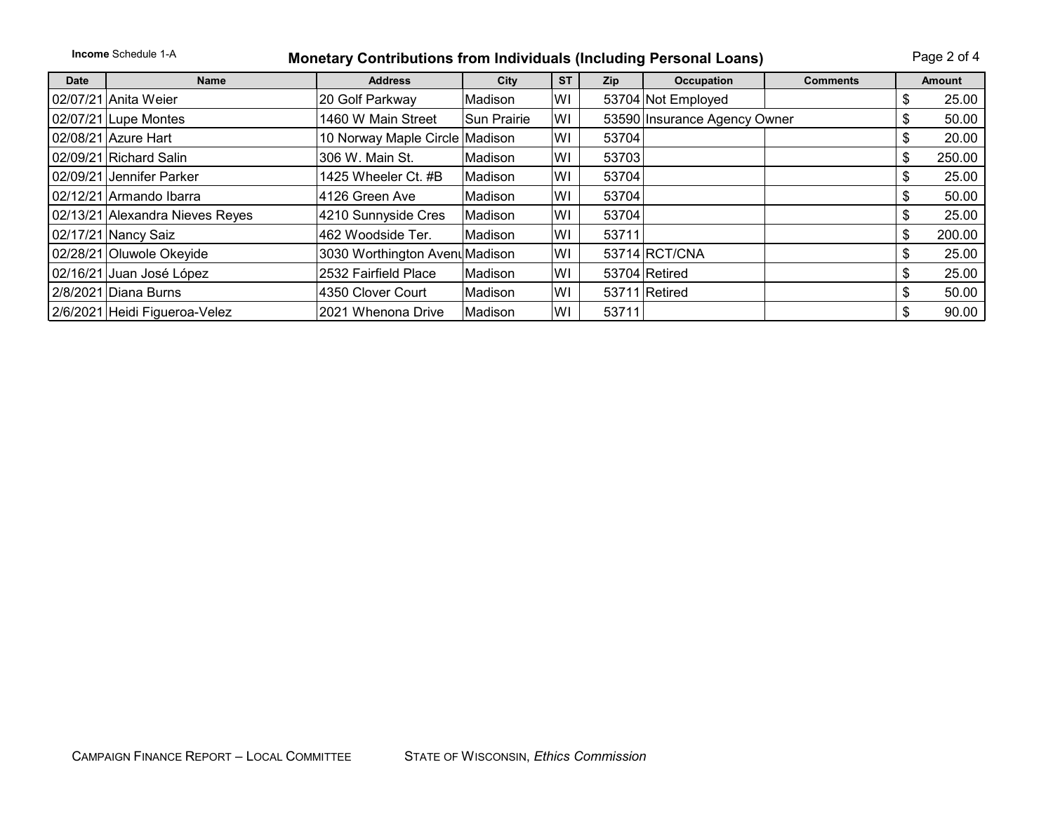**Income** Schedule 1-A

# Monetary Contributions from Individuals (Including Personal Loans)

| Date | Name | Address | City | ST | Zip | Occupation | Comments | Amount |
|---|---|---|---|---|---|---|---|---|
| 02/07/21 | Anita Weier | 20 Golf Parkway | Madison | WI | 53704 | Not Employed | | $ 25.00 |
| 02/07/21 | Lupe Montes | 1460 W Main Street | Sun Prairie | WI | 53590 | Insurance Agency Owner | | $ 50.00 |
| 02/08/21 | Azure Hart | 10 Norway Maple Circle | Madison | WI | 53704 | | | $ 20.00 |
| 02/09/21 | Richard Salin | 306 W. Main St. | Madison | WI | 53703 | | | $ 250.00 |
| 02/09/21 | Jennifer Parker | 1425 Wheeler Ct. #B | Madison | WI | 53704 | | | $ 25.00 |
| 02/12/21 | Armando Ibarra | 4126 Green Ave | Madison | WI | 53704 | | | $ 50.00 |
| 02/13/21 | Alexandra Nieves Reyes | 4210 Sunnyside Cres | Madison | WI | 53704 | | | $ 25.00 |
| 02/17/21 | Nancy Saiz | 462 Woodside Ter. | Madison | WI | 53711 | | | $ 200.00 |
| 02/28/21 | Oluwole Okeyide | 3030 Worthington Avenu | Madison | WI | 53714 | RCT/CNA | | $ 25.00 |
| 02/16/21 | Juan José López | 2532 Fairfield Place | Madison | WI | 53704 | Retired | | $ 25.00 |
| 2/8/2021 | Diana Burns | 4350 Clover Court | Madison | WI | 53711 | Retired | | $ 50.00 |
| 2/6/2021 | Heidi Figueroa-Velez | 2021 Whenona Drive | Madison | WI | 53711 | | | $ 90.00 |

CAMPAIGN FINANCE REPORT – LOCAL COMMITTEE    STATE OF WISCONSIN, *Ethics Commission*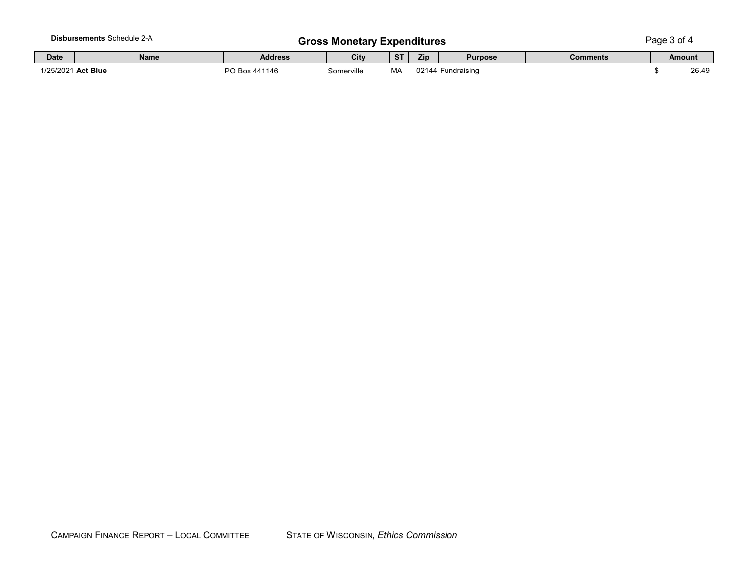**Disbursements** Schedule 2-A

## Gross Monetary Expenditures

| Date | Name | Address | City | ST | Zip | Purpose | Comments | Amount |
|---|---|---|---|---|---|---|---|---|
| 1/25/2021 | **Act Blue** | PO Box 441146 | Somerville | MA | 02144 | Fundraising | | $ 26.49 |

CAMPAIGN FINANCE REPORT – LOCAL COMMITTEE STATE OF WISCONSIN, *Ethics Commission*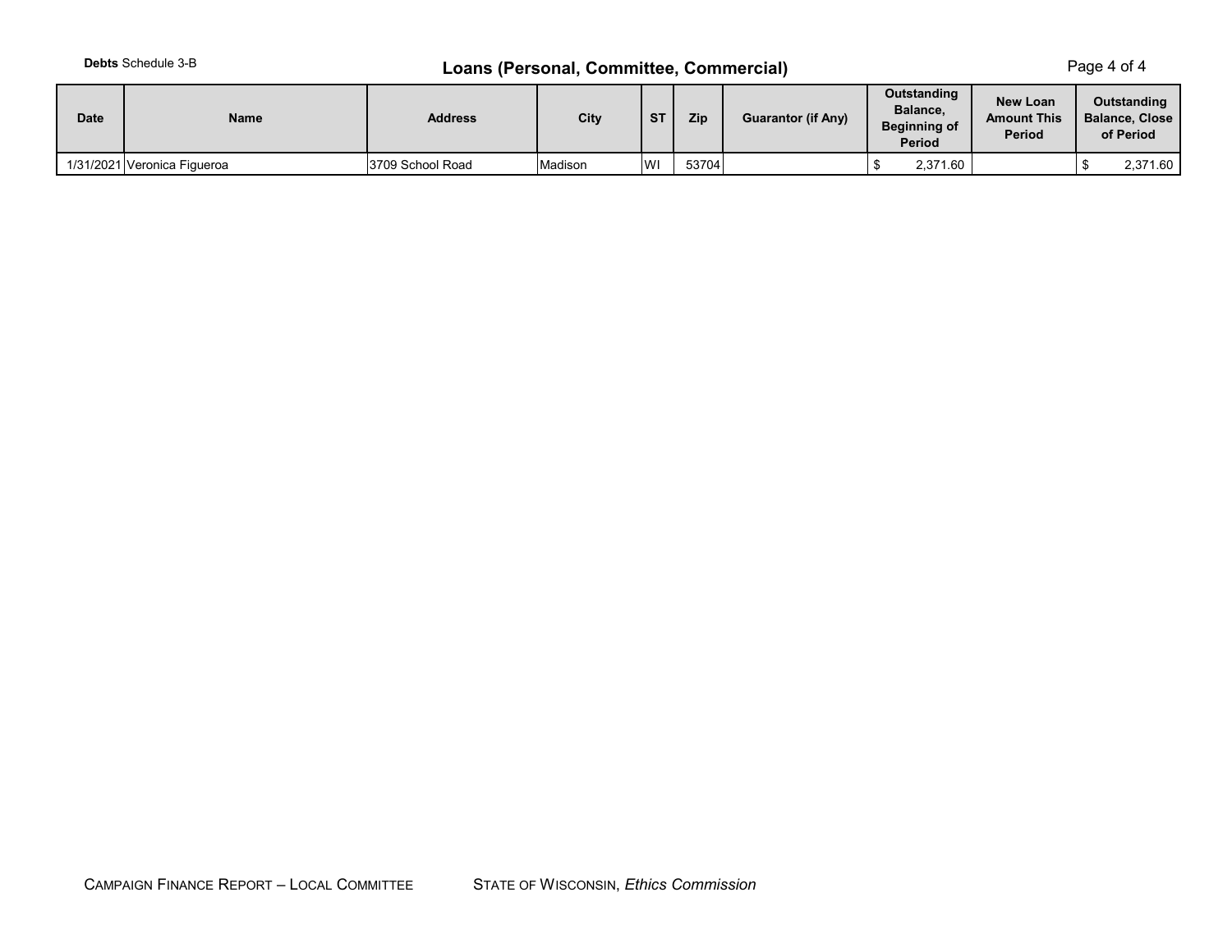**Debts** Schedule 3-B

## Loans (Personal, Committee, Commercial)

| Date | Name | Address | City | ST | Zip | Guarantor (if Any) | Outstanding Balance, Beginning of Period | New Loan Amount This Period | Outstanding Balance, Close of Period |
|---|---|---|---|---|---|---|---|---|---|
| 1/31/2021 | Veronica Figueroa | 3709 School Road | Madison | WI | 53704 | | $ 2,371.60 | | $ 2,371.60 |

CAMPAIGN FINANCE REPORT – LOCAL COMMITTEE    STATE OF WISCONSIN, *Ethics Commission*